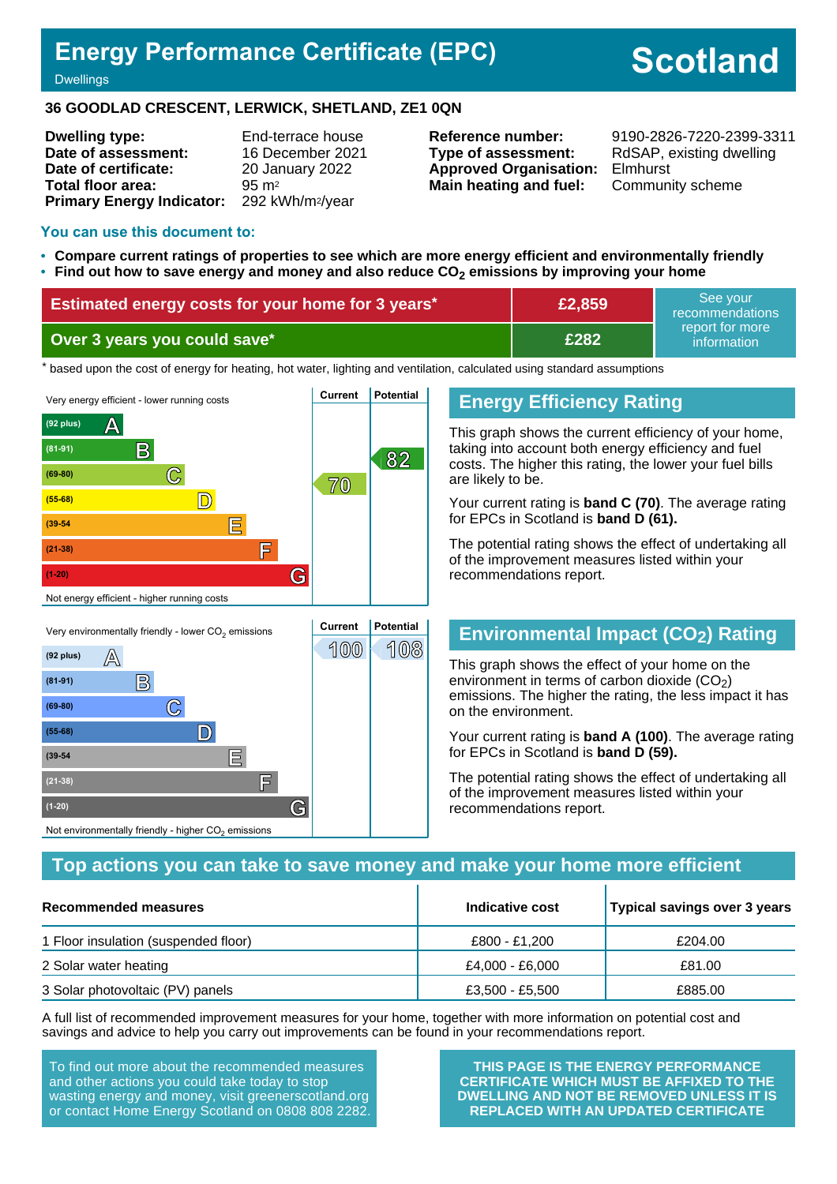# Energy Performance Certificate (EPC)

Dwellings

**Scotland**

**36 GOODLAD CRESCENT, LERWICK, SHETLAND, ZE1 0QN**

| | |
|---|---|
| **Dwelling type:** | End-terrace house |
| **Date of assessment:** | 16 December 2021 |
| **Date of certificate:** | 20 January 2022 |
| **Total floor area:** | 95 m² |
| **Primary Energy Indicator:** | 292 kWh/m²/year |

| | |
|---|---|
| **Reference number:** | 9190-2826-7220-2399-3311 |
| **Type of assessment:** | RdSAP, existing dwelling |
| **Approved Organisation:** | Elmhurst |
| **Main heating and fuel:** | Community scheme |

## You can use this document to:

- **Compare current ratings of properties to see which are more energy efficient and environmentally friendly**
- **Find out how to save energy and money and also reduce $CO_2$ emissions by improving your home**

| | | |
|---|---|---|
| **Estimated energy costs for your home for 3 years*** | **£2,859** | See your recommendations report for more information |
| **Over 3 years you could save*** | **£282** | |

\* based upon the cost of energy for heating, hot water, lighting and ventilation, calculated using standard assumptions

| Very energy efficient - lower running costs | Current | Potential |
|---|---|---|
| (92 plus) A | | |
| (81-91) B | | 82 |
| (69-80) C | 70 | |
| (55-68) D | | |
| (39-54) E | | |
| (21-38) F | | |
| (1-20) G | | |
| Not energy efficient - higher running costs | | |

## Energy Efficiency Rating

This graph shows the current efficiency of your home, taking into account both energy efficiency and fuel costs. The higher this rating, the lower your fuel bills are likely to be.

Your current rating is **band C (70)**. The average rating for EPCs in Scotland is **band D (61).**

The potential rating shows the effect of undertaking all of the improvement measures listed within your recommendations report.

| Very environmentally friendly - lower $CO_2$ emissions | Current | Potential |
|---|---|---|
| (92 plus) A | 100 | 108 |
| (81-91) B | | |
| (69-80) C | | |
| (55-68) D | | |
| (39-54) E | | |
| (21-38) F | | |
| (1-20) G | | |
| Not environmentally friendly - higher $CO_2$ emissions | | |

## Environmental Impact ($CO_2$) Rating

This graph shows the effect of your home on the environment in terms of carbon dioxide ($CO_2$) emissions. The higher the rating, the less impact it has on the environment.

Your current rating is **band A (100)**. The average rating for EPCs in Scotland is **band D (59).**

The potential rating shows the effect of undertaking all of the improvement measures listed within your recommendations report.

## Top actions you can take to save money and make your home more efficient

| Recommended measures | Indicative cost | Typical savings over 3 years |
|---|---|---|
| 1 Floor insulation (suspended floor) | £800 - £1,200 | £204.00 |
| 2 Solar water heating | £4,000 - £6,000 | £81.00 |
| 3 Solar photovoltaic (PV) panels | £3,500 - £5,500 | £885.00 |

A full list of recommended improvement measures for your home, together with more information on potential cost and savings and advice to help you carry out improvements can be found in your recommendations report.

To find out more about the recommended measures and other actions you could take today to stop wasting energy and money, visit greenerscotland.org or contact Home Energy Scotland on 0808 808 2282.

**THIS PAGE IS THE ENERGY PERFORMANCE CERTIFICATE WHICH MUST BE AFFIXED TO THE DWELLING AND NOT BE REMOVED UNLESS IT IS REPLACED WITH AN UPDATED CERTIFICATE**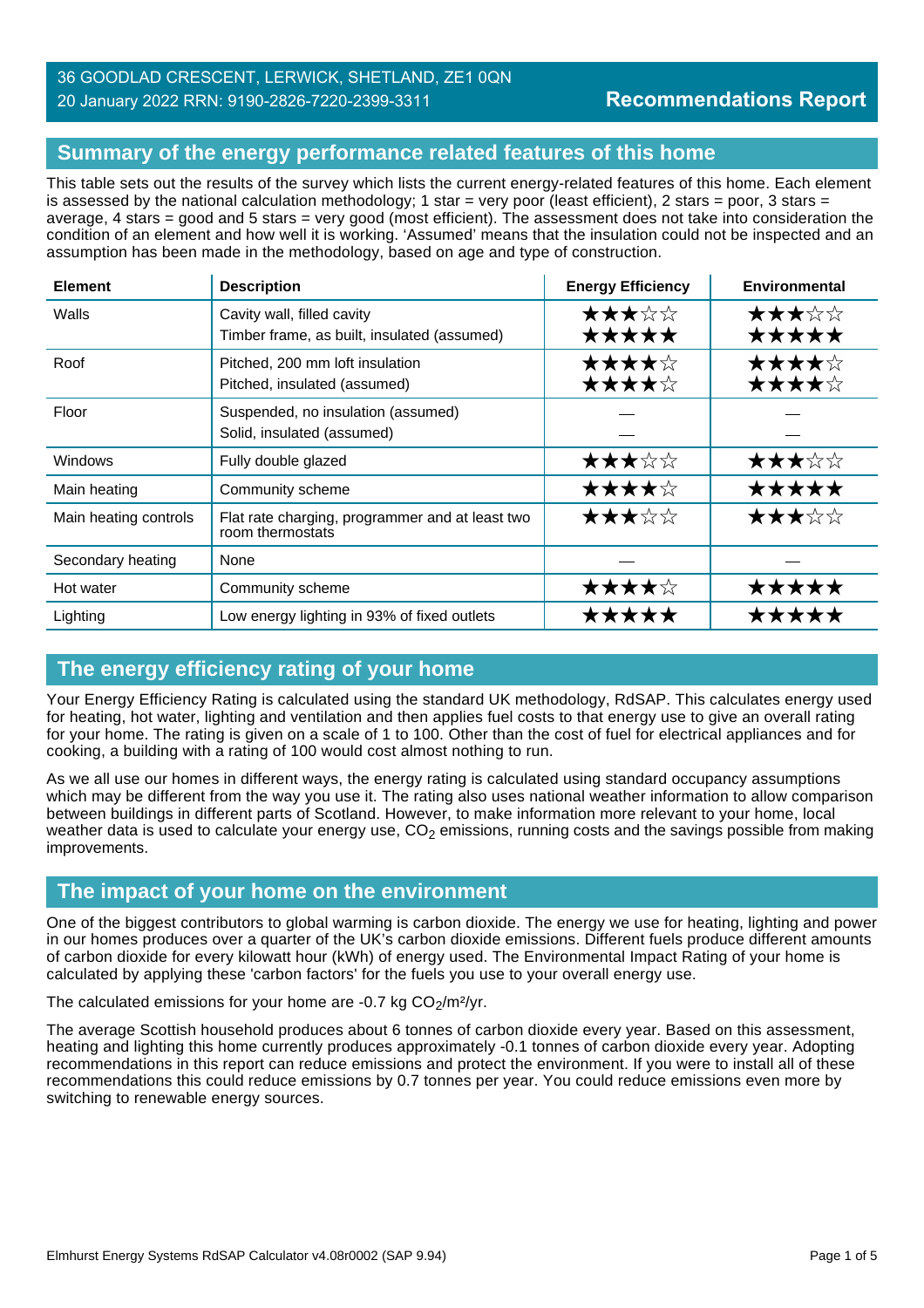36 GOODLAD CRESCENT, LERWICK, SHETLAND, ZE1 0QN
20 January 2022 RRN: 9190-2826-7220-2399-3311

**Recommendations Report**

## Summary of the energy performance related features of this home

This table sets out the results of the survey which lists the current energy-related features of this home. Each element is assessed by the national calculation methodology; 1 star = very poor (least efficient), 2 stars = poor, 3 stars = average, 4 stars = good and 5 stars = very good (most efficient). The assessment does not take into consideration the condition of an element and how well it is working. 'Assumed' means that the insulation could not be inspected and an assumption has been made in the methodology, based on age and type of construction.

| Element | Description | Energy Efficiency | Environmental |
|---|---|---|---|
| Walls | Cavity wall, filled cavity<br>Timber frame, as built, insulated (assumed) | ★★★☆☆<br>★★★★★ | ★★★☆☆<br>★★★★★ |
| Roof | Pitched, 200 mm loft insulation<br>Pitched, insulated (assumed) | ★★★★☆<br>★★★★☆ | ★★★★☆<br>★★★★☆ |
| Floor | Suspended, no insulation (assumed)<br>Solid, insulated (assumed) | —<br>— | —<br>— |
| Windows | Fully double glazed | ★★★☆☆ | ★★★☆☆ |
| Main heating | Community scheme | ★★★★☆ | ★★★★★ |
| Main heating controls | Flat rate charging, programmer and at least two room thermostats | ★★★☆☆ | ★★★☆☆ |
| Secondary heating | None | — | — |
| Hot water | Community scheme | ★★★★☆ | ★★★★★ |
| Lighting | Low energy lighting in 93% of fixed outlets | ★★★★★ | ★★★★★ |

## The energy efficiency rating of your home

Your Energy Efficiency Rating is calculated using the standard UK methodology, RdSAP. This calculates energy used for heating, hot water, lighting and ventilation and then applies fuel costs to that energy use to give an overall rating for your home. The rating is given on a scale of 1 to 100. Other than the cost of fuel for electrical appliances and for cooking, a building with a rating of 100 would cost almost nothing to run.

As we all use our homes in different ways, the energy rating is calculated using standard occupancy assumptions which may be different from the way you use it. The rating also uses national weather information to allow comparison between buildings in different parts of Scotland. However, to make information more relevant to your home, local weather data is used to calculate your energy use, $CO_2$ emissions, running costs and the savings possible from making improvements.

## The impact of your home on the environment

One of the biggest contributors to global warming is carbon dioxide. The energy we use for heating, lighting and power in our homes produces over a quarter of the UK's carbon dioxide emissions. Different fuels produce different amounts of carbon dioxide for every kilowatt hour (kWh) of energy used. The Environmental Impact Rating of your home is calculated by applying these 'carbon factors' for the fuels you use to your overall energy use.

The calculated emissions for your home are -0.7 kg $CO_2/m^2/yr$.

The average Scottish household produces about 6 tonnes of carbon dioxide every year. Based on this assessment, heating and lighting this home currently produces approximately -0.1 tonnes of carbon dioxide every year. Adopting recommendations in this report can reduce emissions and protect the environment. If you were to install all of these recommendations this could reduce emissions by 0.7 tonnes per year. You could reduce emissions even more by switching to renewable energy sources.

Elmhurst Energy Systems RdSAP Calculator v4.08r0002 (SAP 9.94)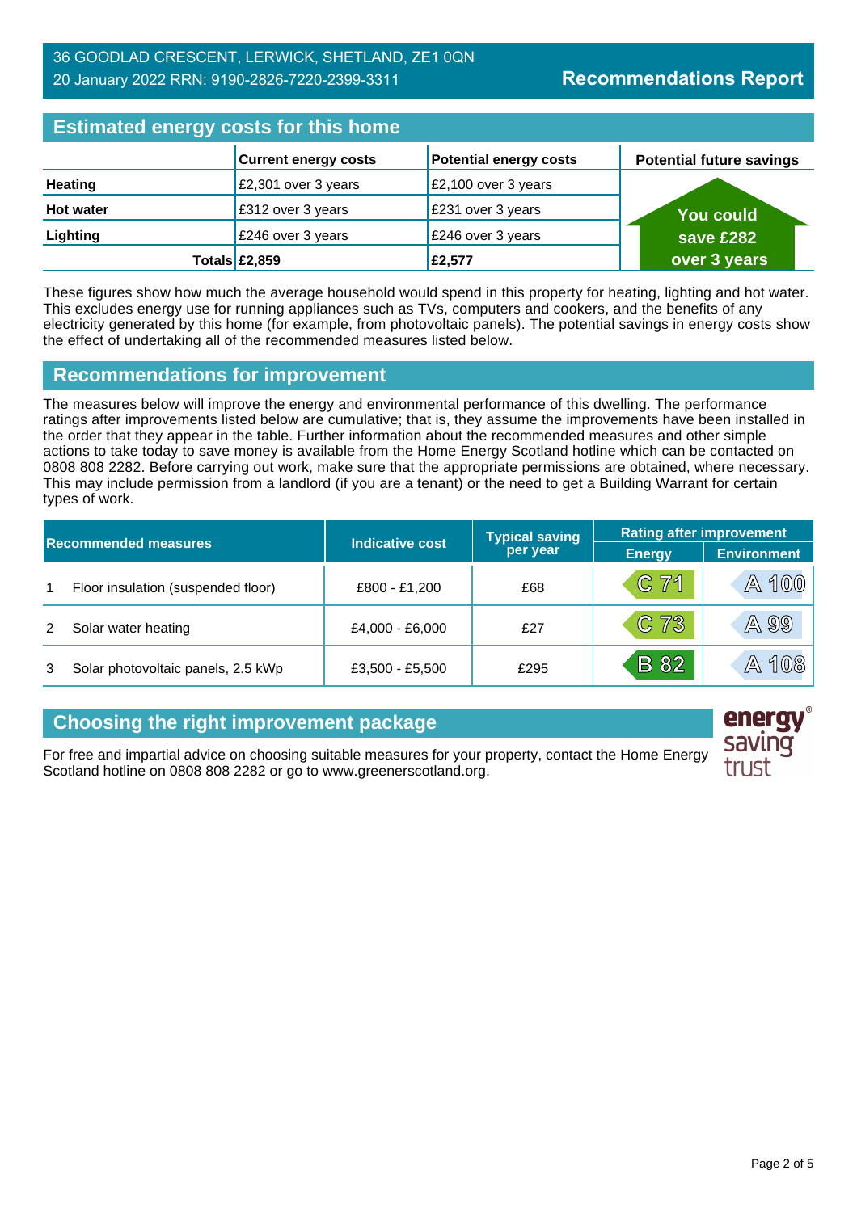36 GOODLAD CRESCENT, LERWICK, SHETLAND, ZE1 0QN
20 January 2022 RRN: 9190-2826-7220-2399-3311

**Recommendations Report**

## Estimated energy costs for this home

| | Current energy costs | Potential energy costs | Potential future savings |
|---|---|---|---|
| **Heating** | £2,301 over 3 years | £2,100 over 3 years | You could save £282 over 3 years |
| **Hot water** | £312 over 3 years | £231 over 3 years | |
| **Lighting** | £246 over 3 years | £246 over 3 years | |
| **Totals** | **£2,859** | **£2,577** | |

These figures show how much the average household would spend in this property for heating, lighting and hot water. This excludes energy use for running appliances such as TVs, computers and cookers, and the benefits of any electricity generated by this home (for example, from photovoltaic panels). The potential savings in energy costs show the effect of undertaking all of the recommended measures listed below.

## Recommendations for improvement

The measures below will improve the energy and environmental performance of this dwelling. The performance ratings after improvements listed below are cumulative; that is, they assume the improvements have been installed in the order that they appear in the table. Further information about the recommended measures and other simple actions to take today to save money is available from the Home Energy Scotland hotline which can be contacted on 0808 808 2282. Before carrying out work, make sure that the appropriate permissions are obtained, where necessary. This may include permission from a landlord (if you are a tenant) or the need to get a Building Warrant for certain types of work.

| Recommended measures | | Indicative cost | Typical saving per year | Rating after improvement | |
|---|---|---|---|---|---|
| | | | | Energy | Environment |
| 1 | Floor insulation (suspended floor) | £800 - £1,200 | £68 | C 71 | A 100 |
| 2 | Solar water heating | £4,000 - £6,000 | £27 | C 73 | A 99 |
| 3 | Solar photovoltaic panels, 2.5 kWp | £3,500 - £5,500 | £295 | B 82 | A 108 |

## Choosing the right improvement package

For free and impartial advice on choosing suitable measures for your property, contact the Home Energy Scotland hotline on 0808 808 2282 or go to www.greenerscotland.org.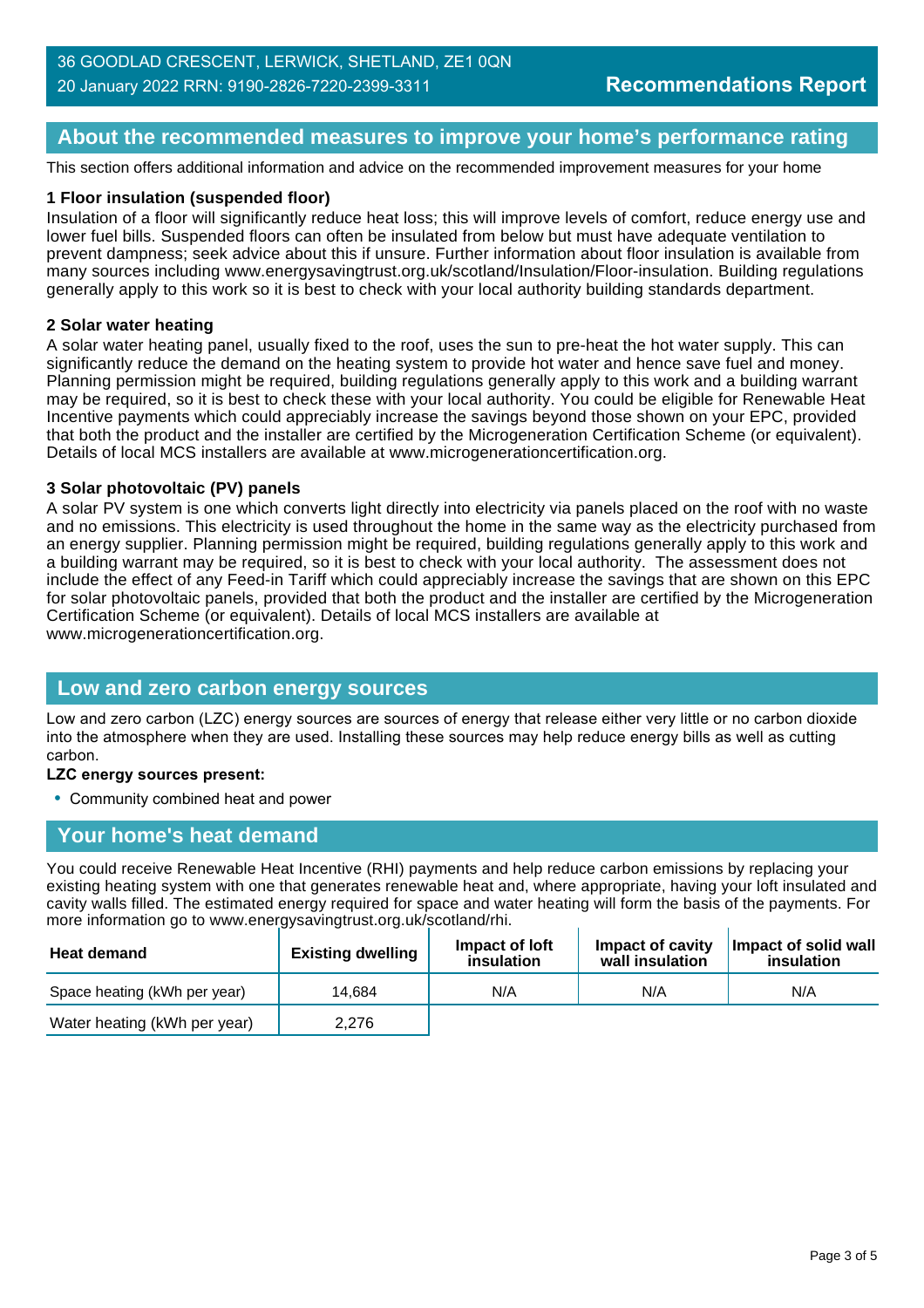## About the recommended measures to improve your home's performance rating

This section offers additional information and advice on the recommended improvement measures for your home

### 1 Floor insulation (suspended floor)

Insulation of a floor will significantly reduce heat loss; this will improve levels of comfort, reduce energy use and lower fuel bills. Suspended floors can often be insulated from below but must have adequate ventilation to prevent dampness; seek advice about this if unsure. Further information about floor insulation is available from many sources including www.energysavingtrust.org.uk/scotland/Insulation/Floor-insulation. Building regulations generally apply to this work so it is best to check with your local authority building standards department.

### 2 Solar water heating

A solar water heating panel, usually fixed to the roof, uses the sun to pre-heat the hot water supply. This can significantly reduce the demand on the heating system to provide hot water and hence save fuel and money. Planning permission might be required, building regulations generally apply to this work and a building warrant may be required, so it is best to check these with your local authority. You could be eligible for Renewable Heat Incentive payments which could appreciably increase the savings beyond those shown on your EPC, provided that both the product and the installer are certified by the Microgeneration Certification Scheme (or equivalent). Details of local MCS installers are available at www.microgenerationcertification.org.

### 3 Solar photovoltaic (PV) panels

A solar PV system is one which converts light directly into electricity via panels placed on the roof with no waste and no emissions. This electricity is used throughout the home in the same way as the electricity purchased from an energy supplier. Planning permission might be required, building regulations generally apply to this work and a building warrant may be required, so it is best to check with your local authority. The assessment does not include the effect of any Feed-in Tariff which could appreciably increase the savings that are shown on this EPC for solar photovoltaic panels, provided that both the product and the installer are certified by the Microgeneration Certification Scheme (or equivalent). Details of local MCS installers are available at www.microgenerationcertification.org.

## Low and zero carbon energy sources

Low and zero carbon (LZC) energy sources are sources of energy that release either very little or no carbon dioxide into the atmosphere when they are used. Installing these sources may help reduce energy bills as well as cutting carbon.

**LZC energy sources present:**

- Community combined heat and power

## Your home's heat demand

You could receive Renewable Heat Incentive (RHI) payments and help reduce carbon emissions by replacing your existing heating system with one that generates renewable heat and, where appropriate, having your loft insulated and cavity walls filled. The estimated energy required for space and water heating will form the basis of the payments. For more information go to www.energysavingtrust.org.uk/scotland/rhi.

| Heat demand | Existing dwelling | Impact of loft insulation | Impact of cavity wall insulation | Impact of solid wall insulation |
|---|---|---|---|---|
| Space heating (kWh per year) | 14,684 | N/A | N/A | N/A |
| Water heating (kWh per year) | 2,276 | | | |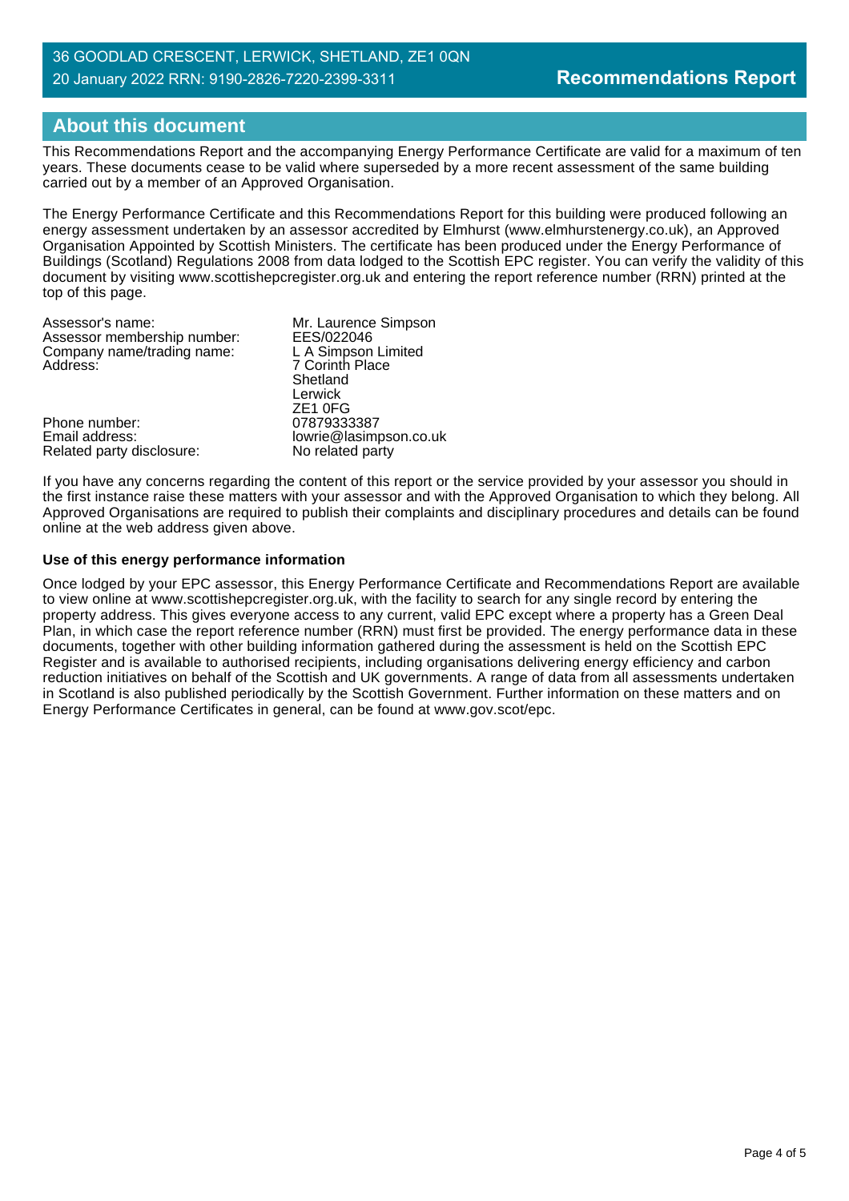## About this document

This Recommendations Report and the accompanying Energy Performance Certificate are valid for a maximum of ten years. These documents cease to be valid where superseded by a more recent assessment of the same building carried out by a member of an Approved Organisation.

The Energy Performance Certificate and this Recommendations Report for this building were produced following an energy assessment undertaken by an assessor accredited by Elmhurst (www.elmhurstenergy.co.uk), an Approved Organisation Appointed by Scottish Ministers. The certificate has been produced under the Energy Performance of Buildings (Scotland) Regulations 2008 from data lodged to the Scottish EPC register. You can verify the validity of this document by visiting www.scottishepcregister.org.uk and entering the report reference number (RRN) printed at the top of this page.

| | |
|---|---|
| Assessor's name: | Mr. Laurence Simpson |
| Assessor membership number: | EES/022046 |
| Company name/trading name: | L A Simpson Limited |
| Address: | 7 Corinth Place<br>Shetland<br>Lerwick<br>ZE1 0FG |
| Phone number: | 07879333387 |
| Email address: | lowrie@lasimpson.co.uk |
| Related party disclosure: | No related party |

If you have any concerns regarding the content of this report or the service provided by your assessor you should in the first instance raise these matters with your assessor and with the Approved Organisation to which they belong. All Approved Organisations are required to publish their complaints and disciplinary procedures and details can be found online at the web address given above.

**Use of this energy performance information**

Once lodged by your EPC assessor, this Energy Performance Certificate and Recommendations Report are available to view online at www.scottishepcregister.org.uk, with the facility to search for any single record by entering the property address. This gives everyone access to any current, valid EPC except where a property has a Green Deal Plan, in which case the report reference number (RRN) must first be provided. The energy performance data in these documents, together with other building information gathered during the assessment is held on the Scottish EPC Register and is available to authorised recipients, including organisations delivering energy efficiency and carbon reduction initiatives on behalf of the Scottish and UK governments. A range of data from all assessments undertaken in Scotland is also published periodically by the Scottish Government. Further information on these matters and on Energy Performance Certificates in general, can be found at www.gov.scot/epc.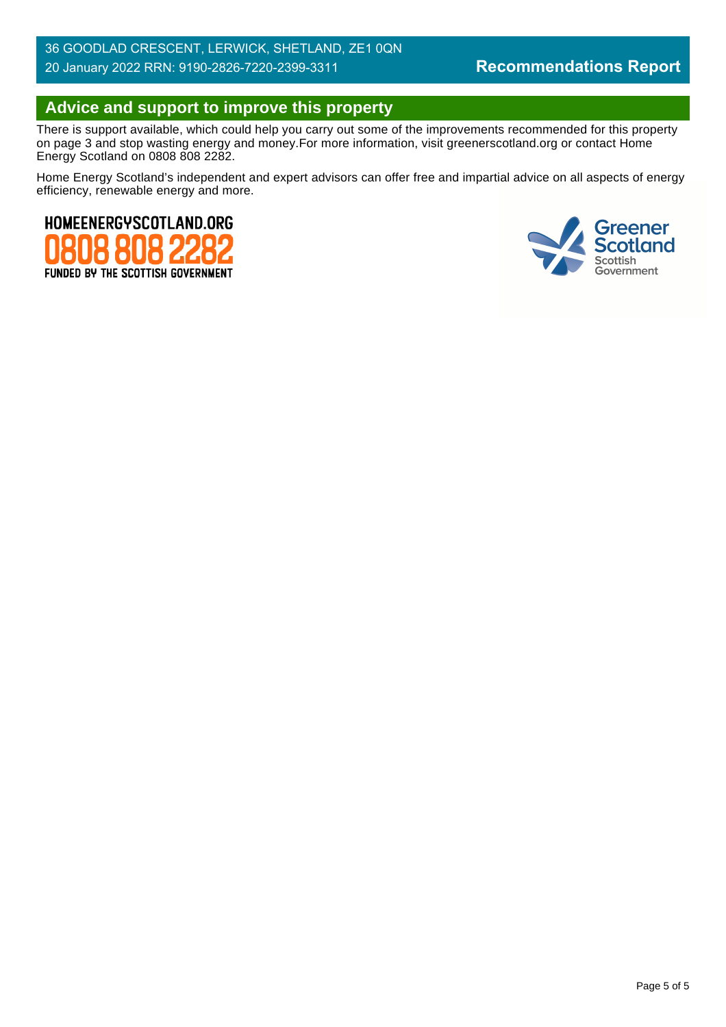## Advice and support to improve this property

There is support available, which could help you carry out some of the improvements recommended for this property on page 3 and stop wasting energy and money.For more information, visit greenerscotland.org or contact Home Energy Scotland on 0808 808 2282.

Home Energy Scotland's independent and expert advisors can offer free and impartial advice on all aspects of energy efficiency, renewable energy and more.

HOMEENERGYSCOTLAND.ORG
0808 808 2282
FUNDED BY THE SCOTTISH GOVERNMENT

Greener Scotland
Scottish Government